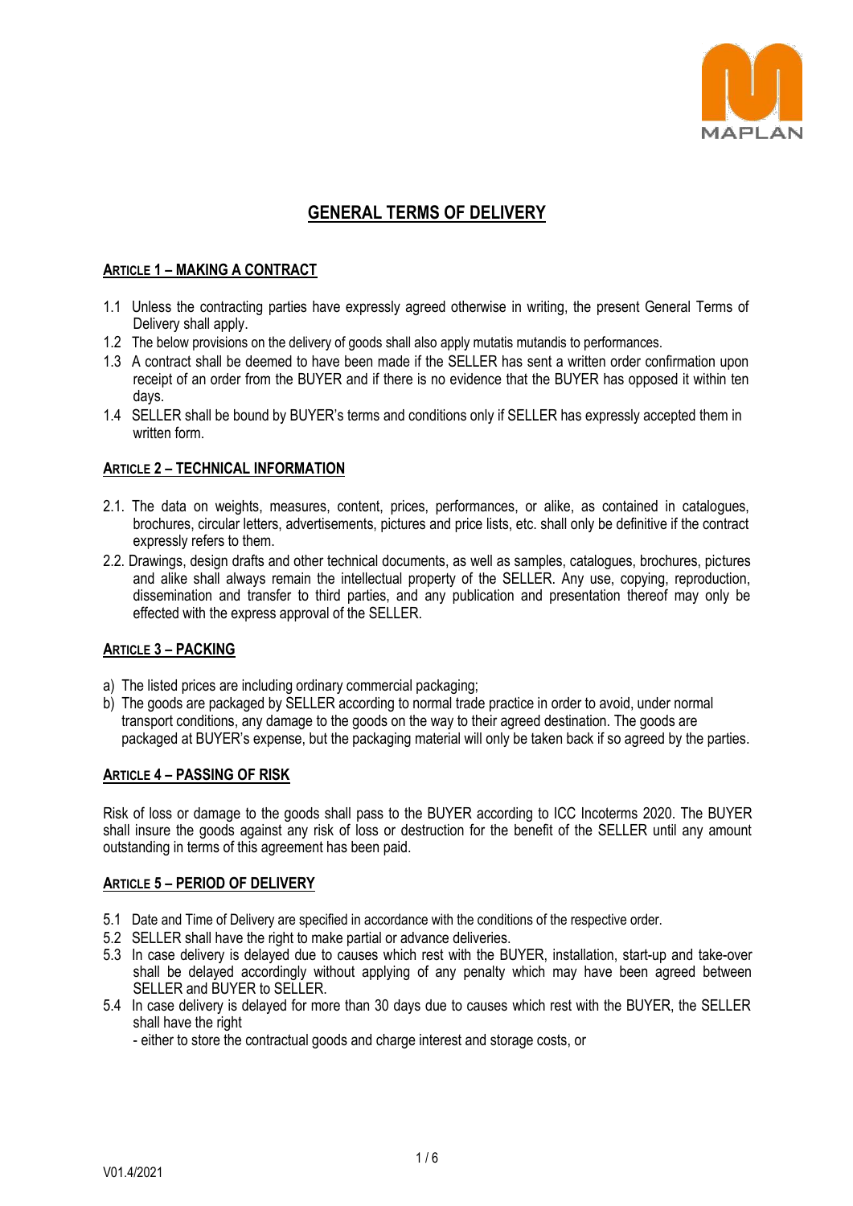# GENERAL TERMS OF DELIVERY

## ARTICLE 1 – MAKING A CONTRACT

1.1 Unless the contracting parties have expressly agreed otherwise in writing, the present General Terms of Delivery shall apply.
1.2 The below provisions on the delivery of goods shall also apply mutatis mutandis to performances.
1.3 A contract shall be deemed to have been made if the SELLER has sent a written order confirmation upon receipt of an order from the BUYER and if there is no evidence that the BUYER has opposed it within ten days.
1.4 SELLER shall be bound by BUYER's terms and conditions only if SELLER has expressly accepted them in written form.

## ARTICLE 2 – TECHNICAL INFORMATION

2.1. The data on weights, measures, content, prices, performances, or alike, as contained in catalogues, brochures, circular letters, advertisements, pictures and price lists, etc. shall only be definitive if the contract expressly refers to them.
2.2. Drawings, design drafts and other technical documents, as well as samples, catalogues, brochures, pictures and alike shall always remain the intellectual property of the SELLER. Any use, copying, reproduction, dissemination and transfer to third parties, and any publication and presentation thereof may only be effected with the express approval of the SELLER.

## ARTICLE 3 – PACKING

a) The listed prices are including ordinary commercial packaging;
b) The goods are packaged by SELLER according to normal trade practice in order to avoid, under normal transport conditions, any damage to the goods on the way to their agreed destination. The goods are packaged at BUYER's expense, but the packaging material will only be taken back if so agreed by the parties.

## ARTICLE 4 – PASSING OF RISK

Risk of loss or damage to the goods shall pass to the BUYER according to ICC Incoterms 2020. The BUYER shall insure the goods against any risk of loss or destruction for the benefit of the SELLER until any amount outstanding in terms of this agreement has been paid.

## ARTICLE 5 – PERIOD OF DELIVERY

5.1 Date and Time of Delivery are specified in accordance with the conditions of the respective order.
5.2 SELLER shall have the right to make partial or advance deliveries.
5.3 In case delivery is delayed due to causes which rest with the BUYER, installation, start-up and take-over shall be delayed accordingly without applying of any penalty which may have been agreed between SELLER and BUYER to SELLER.
5.4 In case delivery is delayed for more than 30 days due to causes which rest with the BUYER, the SELLER shall have the right

- either to store the contractual goods and charge interest and storage costs, or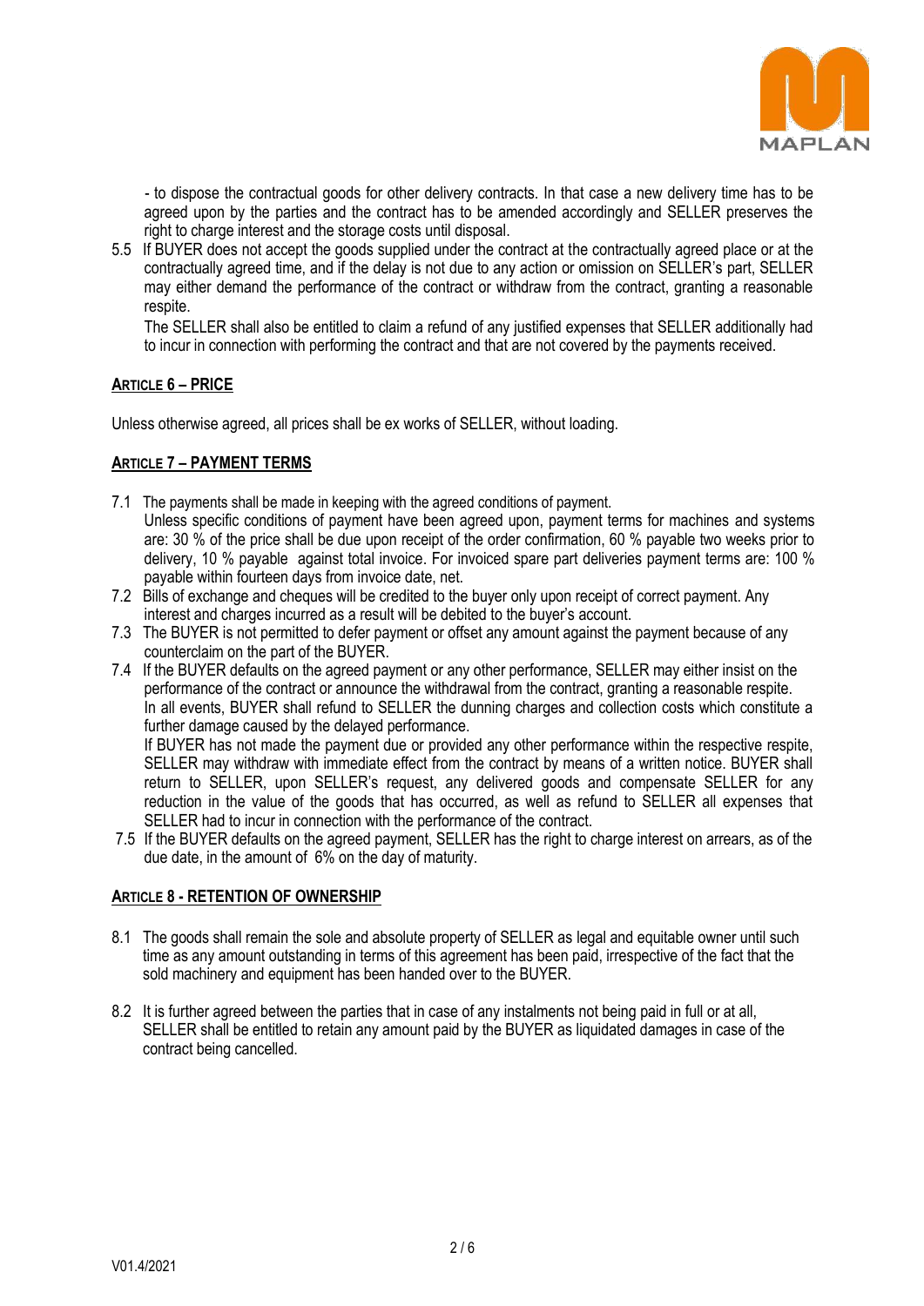- to dispose the contractual goods for other delivery contracts. In that case a new delivery time has to be agreed upon by the parties and the contract has to be amended accordingly and SELLER preserves the right to charge interest and the storage costs until disposal.

5.5 If BUYER does not accept the goods supplied under the contract at the contractually agreed place or at the contractually agreed time, and if the delay is not due to any action or omission on SELLER's part, SELLER may either demand the performance of the contract or withdraw from the contract, granting a reasonable respite.
The SELLER shall also be entitled to claim a refund of any justified expenses that SELLER additionally had to incur in connection with performing the contract and that are not covered by the payments received.

## ARTICLE 6 – PRICE

Unless otherwise agreed, all prices shall be ex works of SELLER, without loading.

## ARTICLE 7 – PAYMENT TERMS

7.1 The payments shall be made in keeping with the agreed conditions of payment.
Unless specific conditions of payment have been agreed upon, payment terms for machines and systems are: 30 % of the price shall be due upon receipt of the order confirmation, 60 % payable two weeks prior to delivery, 10 % payable against total invoice. For invoiced spare part deliveries payment terms are: 100 % payable within fourteen days from invoice date, net.

7.2 Bills of exchange and cheques will be credited to the buyer only upon receipt of correct payment. Any interest and charges incurred as a result will be debited to the buyer's account.

7.3 The BUYER is not permitted to defer payment or offset any amount against the payment because of any counterclaim on the part of the BUYER.

7.4 If the BUYER defaults on the agreed payment or any other performance, SELLER may either insist on the performance of the contract or announce the withdrawal from the contract, granting a reasonable respite.
In all events, BUYER shall refund to SELLER the dunning charges and collection costs which constitute a further damage caused by the delayed performance.
If BUYER has not made the payment due or provided any other performance within the respective respite, SELLER may withdraw with immediate effect from the contract by means of a written notice. BUYER shall return to SELLER, upon SELLER's request, any delivered goods and compensate SELLER for any reduction in the value of the goods that has occurred, as well as refund to SELLER all expenses that SELLER had to incur in connection with the performance of the contract.

7.5 If the BUYER defaults on the agreed payment, SELLER has the right to charge interest on arrears, as of the due date, in the amount of 6% on the day of maturity.

## ARTICLE 8 - RETENTION OF OWNERSHIP

8.1 The goods shall remain the sole and absolute property of SELLER as legal and equitable owner until such time as any amount outstanding in terms of this agreement has been paid, irrespective of the fact that the sold machinery and equipment has been handed over to the BUYER.

8.2 It is further agreed between the parties that in case of any instalments not being paid in full or at all, SELLER shall be entitled to retain any amount paid by the BUYER as liquidated damages in case of the contract being cancelled.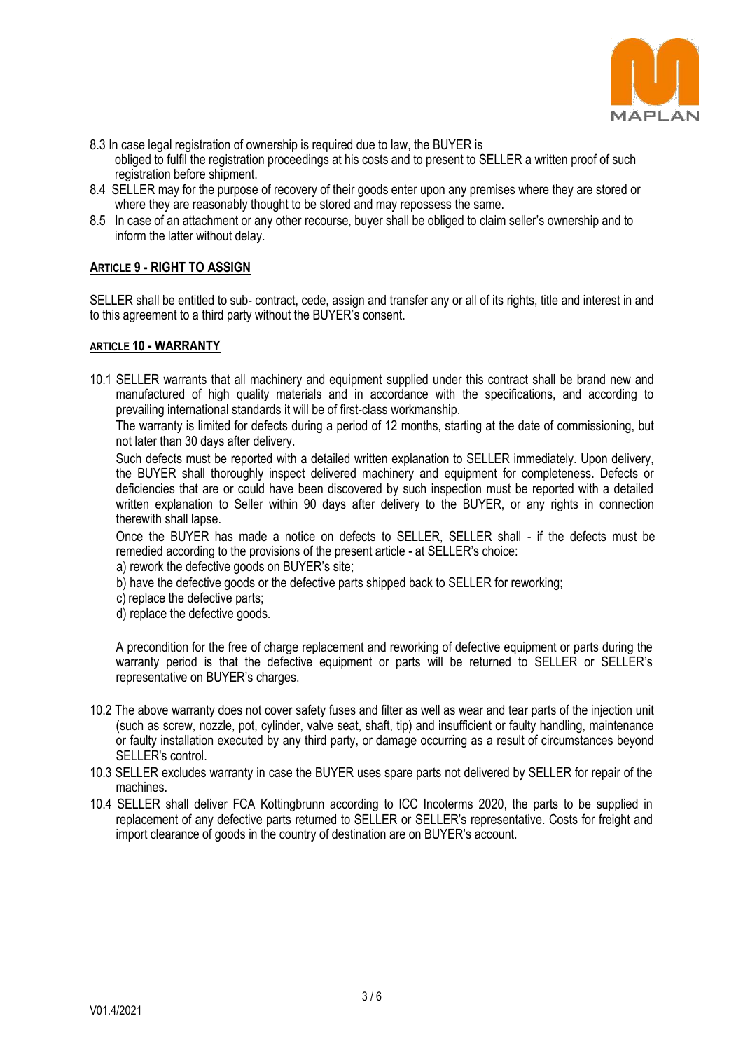8.3 In case legal registration of ownership is required due to law, the BUYER is obliged to fulfil the registration proceedings at his costs and to present to SELLER a written proof of such registration before shipment.

8.4 SELLER may for the purpose of recovery of their goods enter upon any premises where they are stored or where they are reasonably thought to be stored and may repossess the same.

8.5 In case of an attachment or any other recourse, buyer shall be obliged to claim seller's ownership and to inform the latter without delay.

## ARTICLE 9 - RIGHT TO ASSIGN

SELLER shall be entitled to sub- contract, cede, assign and transfer any or all of its rights, title and interest in and to this agreement to a third party without the BUYER's consent.

## ARTICLE 10 - WARRANTY

10.1 SELLER warrants that all machinery and equipment supplied under this contract shall be brand new and manufactured of high quality materials and in accordance with the specifications, and according to prevailing international standards it will be of first-class workmanship.

The warranty is limited for defects during a period of 12 months, starting at the date of commissioning, but not later than 30 days after delivery.

Such defects must be reported with a detailed written explanation to SELLER immediately. Upon delivery, the BUYER shall thoroughly inspect delivered machinery and equipment for completeness. Defects or deficiencies that are or could have been discovered by such inspection must be reported with a detailed written explanation to Seller within 90 days after delivery to the BUYER, or any rights in connection therewith shall lapse.

Once the BUYER has made a notice on defects to SELLER, SELLER shall - if the defects must be remedied according to the provisions of the present article - at SELLER's choice:

a) rework the defective goods on BUYER's site;

b) have the defective goods or the defective parts shipped back to SELLER for reworking;

c) replace the defective parts;

d) replace the defective goods.

A precondition for the free of charge replacement and reworking of defective equipment or parts during the warranty period is that the defective equipment or parts will be returned to SELLER or SELLER's representative on BUYER's charges.

10.2 The above warranty does not cover safety fuses and filter as well as wear and tear parts of the injection unit (such as screw, nozzle, pot, cylinder, valve seat, shaft, tip) and insufficient or faulty handling, maintenance or faulty installation executed by any third party, or damage occurring as a result of circumstances beyond SELLER's control.

10.3 SELLER excludes warranty in case the BUYER uses spare parts not delivered by SELLER for repair of the machines.

10.4 SELLER shall deliver FCA Kottingbrunn according to ICC Incoterms 2020, the parts to be supplied in replacement of any defective parts returned to SELLER or SELLER's representative. Costs for freight and import clearance of goods in the country of destination are on BUYER's account.

V01.4/2021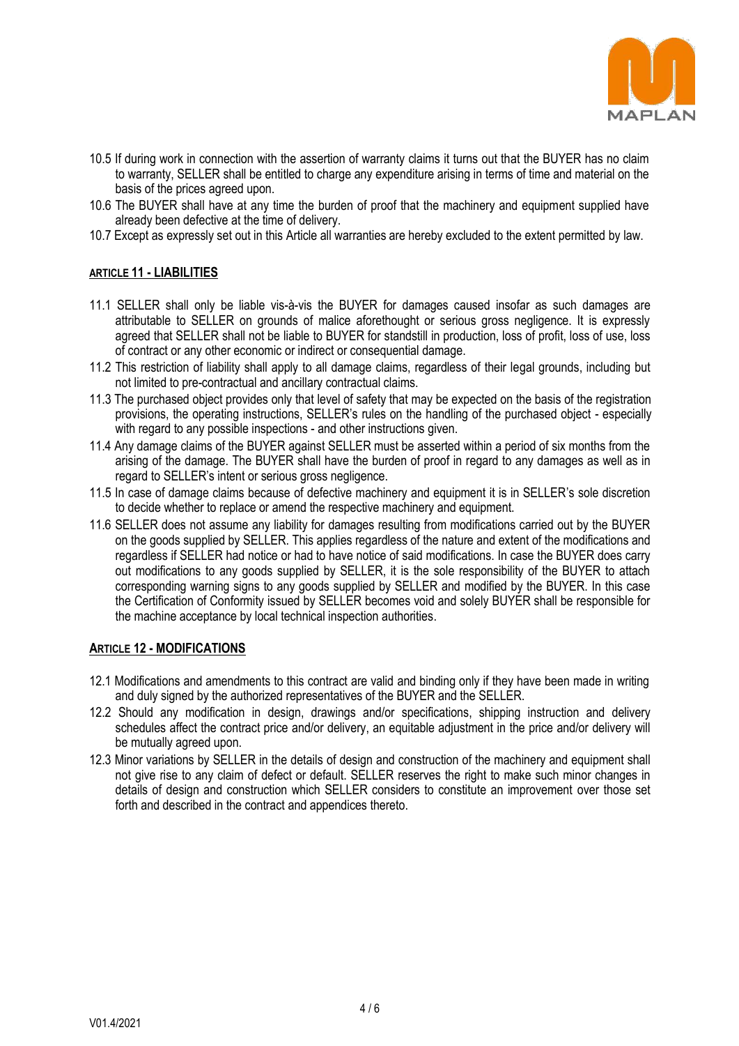10.5 If during work in connection with the assertion of warranty claims it turns out that the BUYER has no claim to warranty, SELLER shall be entitled to charge any expenditure arising in terms of time and material on the basis of the prices agreed upon.

10.6 The BUYER shall have at any time the burden of proof that the machinery and equipment supplied have already been defective at the time of delivery.

10.7 Except as expressly set out in this Article all warranties are hereby excluded to the extent permitted by law.

## **ARTICLE 11 - LIABILITIES**

11.1 SELLER shall only be liable vis-à-vis the BUYER for damages caused insofar as such damages are attributable to SELLER on grounds of malice aforethought or serious gross negligence. It is expressly agreed that SELLER shall not be liable to BUYER for standstill in production, loss of profit, loss of use, loss of contract or any other economic or indirect or consequential damage.

11.2 This restriction of liability shall apply to all damage claims, regardless of their legal grounds, including but not limited to pre-contractual and ancillary contractual claims.

11.3 The purchased object provides only that level of safety that may be expected on the basis of the registration provisions, the operating instructions, SELLER's rules on the handling of the purchased object - especially with regard to any possible inspections - and other instructions given.

11.4 Any damage claims of the BUYER against SELLER must be asserted within a period of six months from the arising of the damage. The BUYER shall have the burden of proof in regard to any damages as well as in regard to SELLER's intent or serious gross negligence.

11.5 In case of damage claims because of defective machinery and equipment it is in SELLER's sole discretion to decide whether to replace or amend the respective machinery and equipment.

11.6 SELLER does not assume any liability for damages resulting from modifications carried out by the BUYER on the goods supplied by SELLER. This applies regardless of the nature and extent of the modifications and regardless if SELLER had notice or had to have notice of said modifications. In case the BUYER does carry out modifications to any goods supplied by SELLER, it is the sole responsibility of the BUYER to attach corresponding warning signs to any goods supplied by SELLER and modified by the BUYER. In this case the Certification of Conformity issued by SELLER becomes void and solely BUYER shall be responsible for the machine acceptance by local technical inspection authorities.

## **ARTICLE 12 - MODIFICATIONS**

12.1 Modifications and amendments to this contract are valid and binding only if they have been made in writing and duly signed by the authorized representatives of the BUYER and the SELLER.

12.2 Should any modification in design, drawings and/or specifications, shipping instruction and delivery schedules affect the contract price and/or delivery, an equitable adjustment in the price and/or delivery will be mutually agreed upon.

12.3 Minor variations by SELLER in the details of design and construction of the machinery and equipment shall not give rise to any claim of defect or default. SELLER reserves the right to make such minor changes in details of design and construction which SELLER considers to constitute an improvement over those set forth and described in the contract and appendices thereto.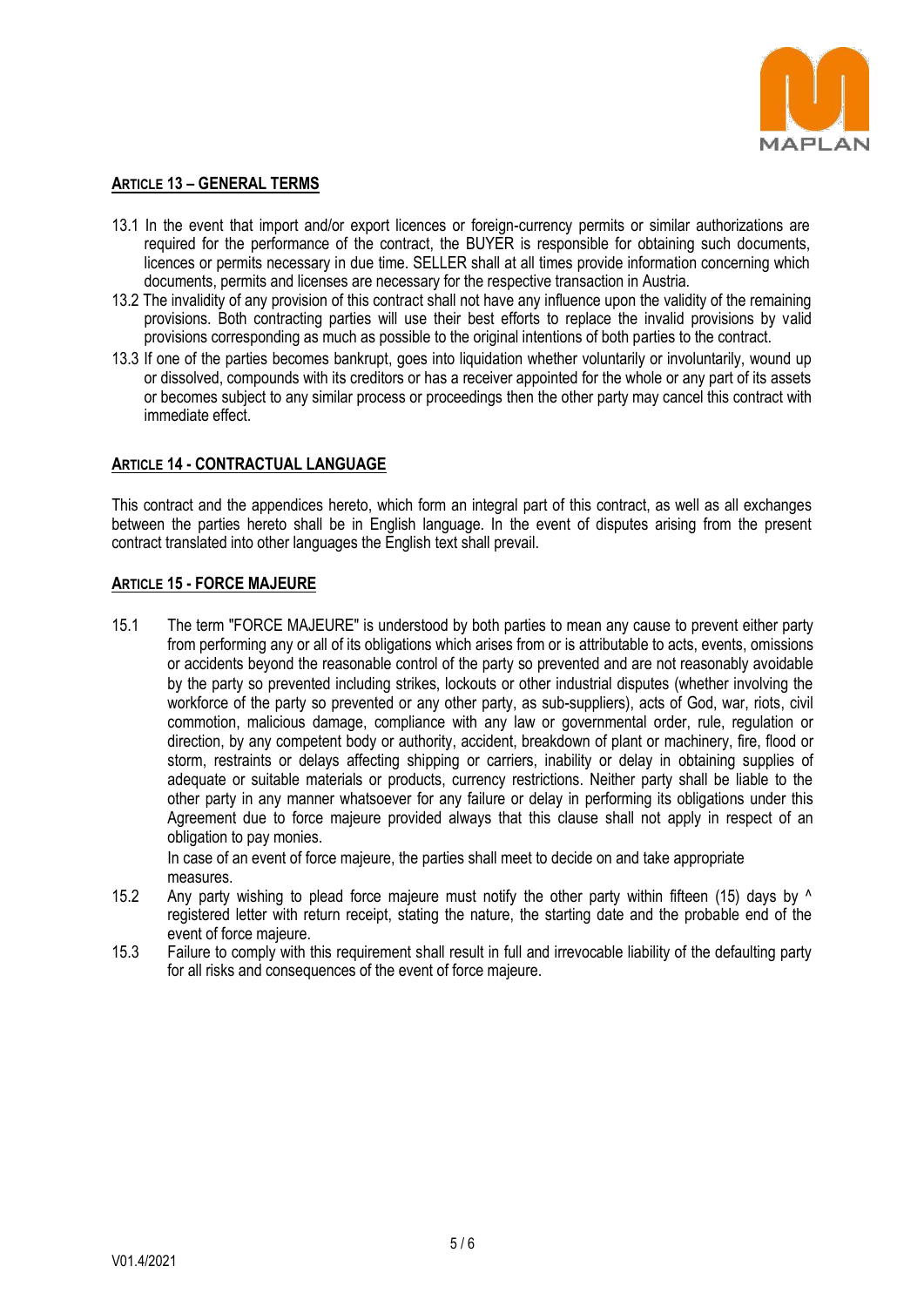## ARTICLE 13 – GENERAL TERMS

13.1 In the event that import and/or export licences or foreign-currency permits or similar authorizations are required for the performance of the contract, the BUYER is responsible for obtaining such documents, licences or permits necessary in due time. SELLER shall at all times provide information concerning which documents, permits and licenses are necessary for the respective transaction in Austria.

13.2 The invalidity of any provision of this contract shall not have any influence upon the validity of the remaining provisions. Both contracting parties will use their best efforts to replace the invalid provisions by valid provisions corresponding as much as possible to the original intentions of both parties to the contract.

13.3 If one of the parties becomes bankrupt, goes into liquidation whether voluntarily or involuntarily, wound up or dissolved, compounds with its creditors or has a receiver appointed for the whole or any part of its assets or becomes subject to any similar process or proceedings then the other party may cancel this contract with immediate effect.

## ARTICLE 14 - CONTRACTUAL LANGUAGE

This contract and the appendices hereto, which form an integral part of this contract, as well as all exchanges between the parties hereto shall be in English language. In the event of disputes arising from the present contract translated into other languages the English text shall prevail.

## ARTICLE 15 - FORCE MAJEURE

15.1 The term "FORCE MAJEURE" is understood by both parties to mean any cause to prevent either party from performing any or all of its obligations which arises from or is attributable to acts, events, omissions or accidents beyond the reasonable control of the party so prevented and are not reasonably avoidable by the party so prevented including strikes, lockouts or other industrial disputes (whether involving the workforce of the party so prevented or any other party, as sub-suppliers), acts of God, war, riots, civil commotion, malicious damage, compliance with any law or governmental order, rule, regulation or direction, by any competent body or authority, accident, breakdown of plant or machinery, fire, flood or storm, restraints or delays affecting shipping or carriers, inability or delay in obtaining supplies of adequate or suitable materials or products, currency restrictions. Neither party shall be liable to the other party in any manner whatsoever for any failure or delay in performing its obligations under this Agreement due to force majeure provided always that this clause shall not apply in respect of an obligation to pay monies.

In case of an event of force majeure, the parties shall meet to decide on and take appropriate measures.

15.2 Any party wishing to plead force majeure must notify the other party within fifteen (15) days by ^ registered letter with return receipt, stating the nature, the starting date and the probable end of the event of force majeure.

15.3 Failure to comply with this requirement shall result in full and irrevocable liability of the defaulting party for all risks and consequences of the event of force majeure.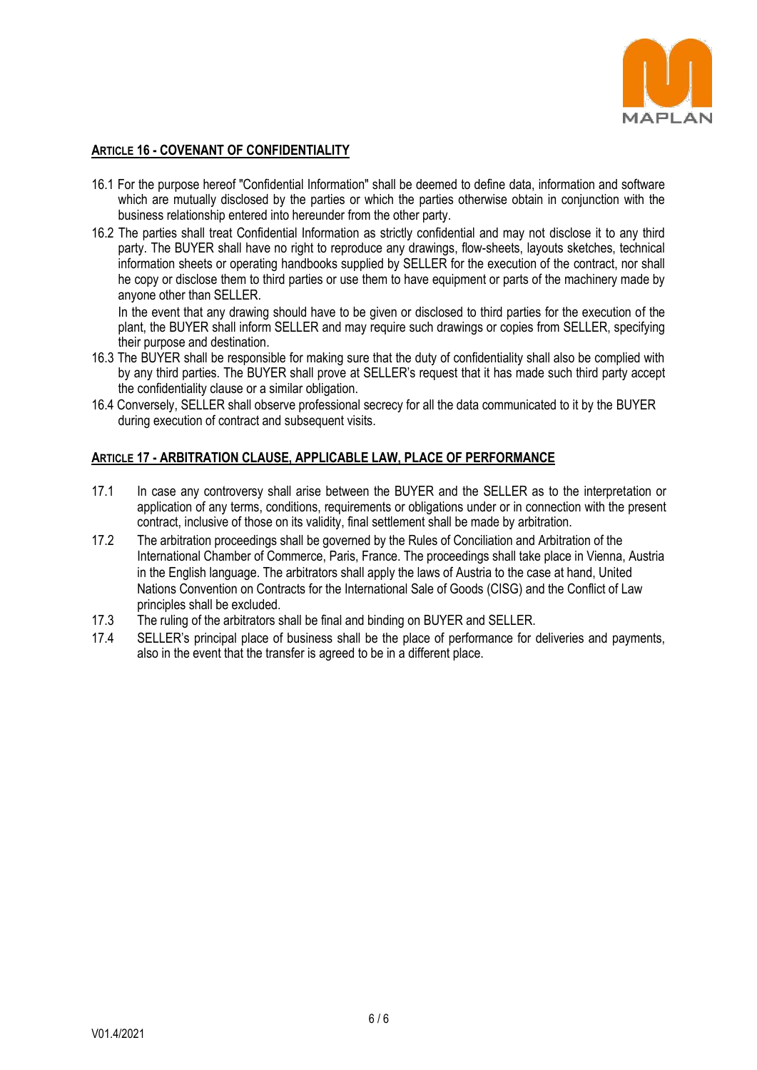## ARTICLE 16 - COVENANT OF CONFIDENTIALITY

16.1 For the purpose hereof "Confidential Information" shall be deemed to define data, information and software which are mutually disclosed by the parties or which the parties otherwise obtain in conjunction with the business relationship entered into hereunder from the other party.

16.2 The parties shall treat Confidential Information as strictly confidential and may not disclose it to any third party. The BUYER shall have no right to reproduce any drawings, flow-sheets, layouts sketches, technical information sheets or operating handbooks supplied by SELLER for the execution of the contract, nor shall he copy or disclose them to third parties or use them to have equipment or parts of the machinery made by anyone other than SELLER.

In the event that any drawing should have to be given or disclosed to third parties for the execution of the plant, the BUYER shall inform SELLER and may require such drawings or copies from SELLER, specifying their purpose and destination.

16.3 The BUYER shall be responsible for making sure that the duty of confidentiality shall also be complied with by any third parties. The BUYER shall prove at SELLER's request that it has made such third party accept the confidentiality clause or a similar obligation.

16.4 Conversely, SELLER shall observe professional secrecy for all the data communicated to it by the BUYER during execution of contract and subsequent visits.

## ARTICLE 17 - ARBITRATION CLAUSE, APPLICABLE LAW, PLACE OF PERFORMANCE

17.1 In case any controversy shall arise between the BUYER and the SELLER as to the interpretation or application of any terms, conditions, requirements or obligations under or in connection with the present contract, inclusive of those on its validity, final settlement shall be made by arbitration.

17.2 The arbitration proceedings shall be governed by the Rules of Conciliation and Arbitration of the International Chamber of Commerce, Paris, France. The proceedings shall take place in Vienna, Austria in the English language. The arbitrators shall apply the laws of Austria to the case at hand, United Nations Convention on Contracts for the International Sale of Goods (CISG) and the Conflict of Law principles shall be excluded.

17.3 The ruling of the arbitrators shall be final and binding on BUYER and SELLER.

17.4 SELLER's principal place of business shall be the place of performance for deliveries and payments, also in the event that the transfer is agreed to be in a different place.

V01.4/2021